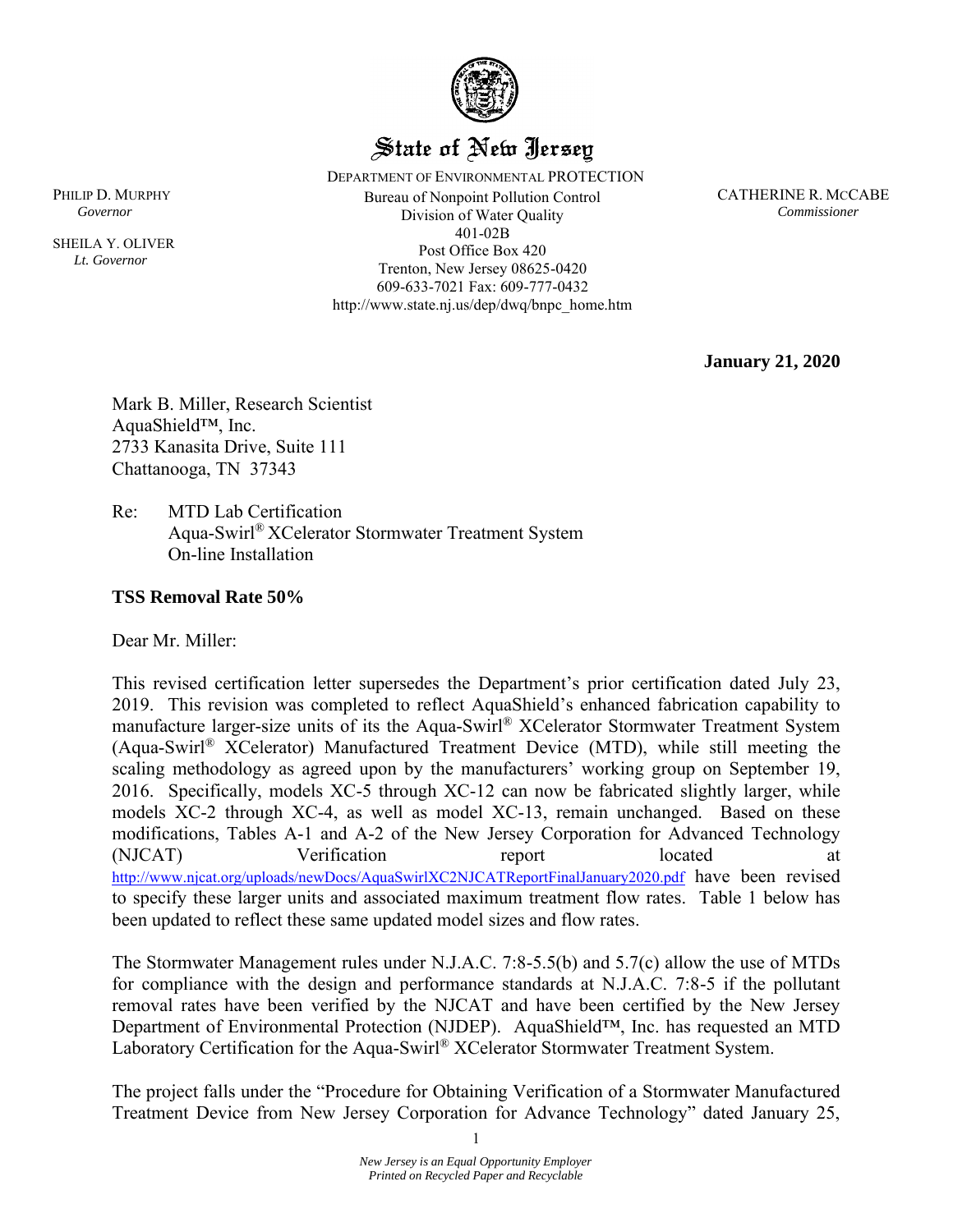# State of New Jersey

DEPARTMENT OF ENVIRONMENTAL PROTECTION
Bureau of Nonpoint Pollution Control
Division of Water Quality
401-02B
Post Office Box 420
Trenton, New Jersey 08625-0420
609-633-7021 Fax: 609-777-0432
http://www.state.nj.us/dep/dwq/bnpc_home.htm

PHILIP D. MURPHY
*Governor*

SHEILA Y. OLIVER
*Lt. Governor*

CATHERINE R. MCCABE
*Commissioner*

**January 21, 2020**

Mark B. Miller, Research Scientist
AquaShield™, Inc.
2733 Kanasita Drive, Suite 111
Chattanooga, TN 37343

Re: MTD Lab Certification
Aqua-Swirl® XCelerator Stormwater Treatment System
On-line Installation

**TSS Removal Rate 50%**

Dear Mr. Miller:

This revised certification letter supersedes the Department's prior certification dated July 23, 2019. This revision was completed to reflect AquaShield's enhanced fabrication capability to manufacture larger-size units of its the Aqua-Swirl® XCelerator Stormwater Treatment System (Aqua-Swirl® XCelerator) Manufactured Treatment Device (MTD), while still meeting the scaling methodology as agreed upon by the manufacturers' working group on September 19, 2016. Specifically, models XC-5 through XC-12 can now be fabricated slightly larger, while models XC-2 through XC-4, as well as model XC-13, remain unchanged. Based on these modifications, Tables A-1 and A-2 of the New Jersey Corporation for Advanced Technology (NJCAT) Verification report located at http://www.njcat.org/uploads/newDocs/AquaSwirlXC2NJCATReportFinalJanuary2020.pdf have been revised to specify these larger units and associated maximum treatment flow rates. Table 1 below has been updated to reflect these same updated model sizes and flow rates.

The Stormwater Management rules under N.J.A.C. 7:8-5.5(b) and 5.7(c) allow the use of MTDs for compliance with the design and performance standards at N.J.A.C. 7:8-5 if the pollutant removal rates have been verified by the NJCAT and have been certified by the New Jersey Department of Environmental Protection (NJDEP). AquaShield™, Inc. has requested an MTD Laboratory Certification for the Aqua-Swirl® XCelerator Stormwater Treatment System.

The project falls under the "Procedure for Obtaining Verification of a Stormwater Manufactured Treatment Device from New Jersey Corporation for Advance Technology" dated January 25,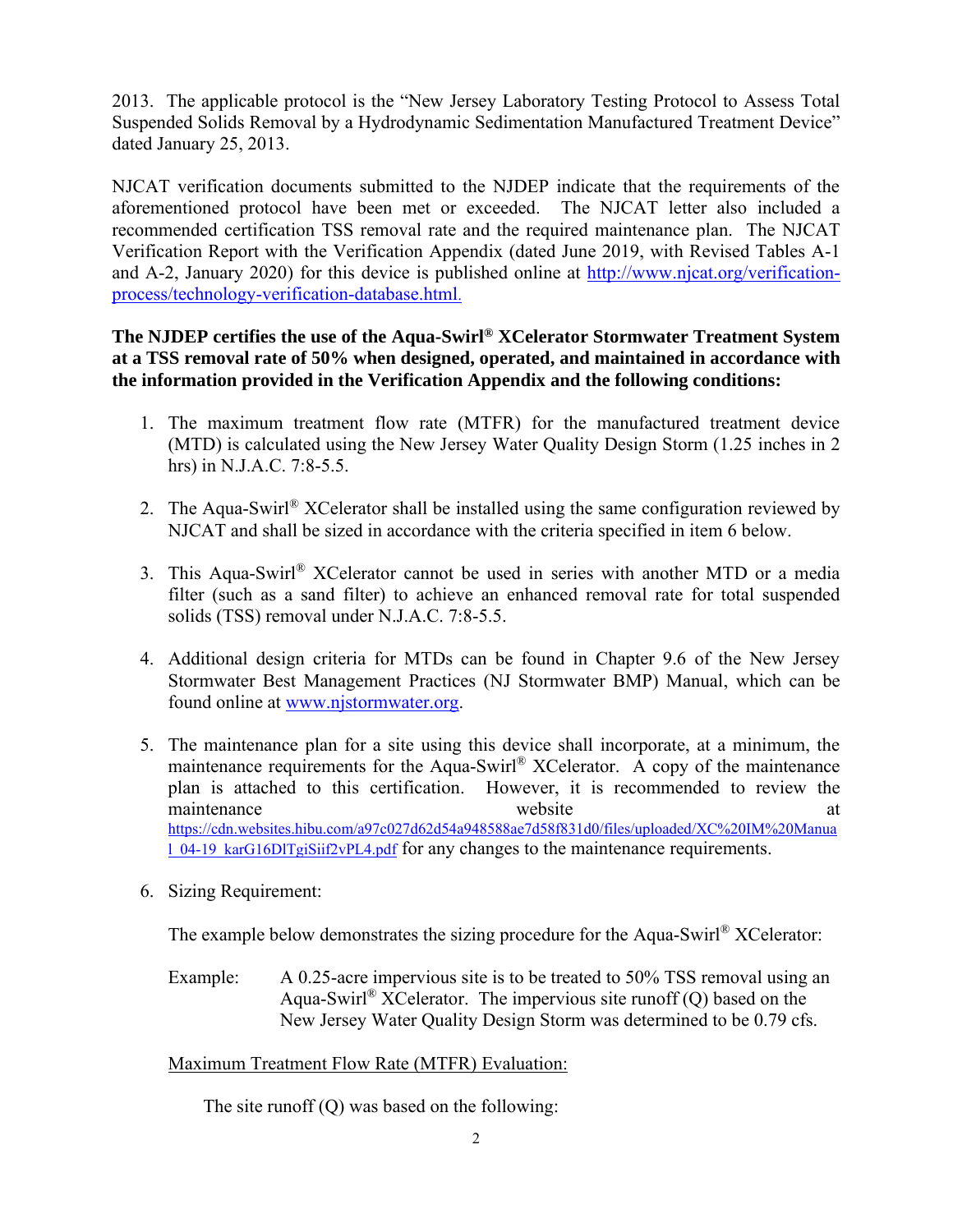2013. The applicable protocol is the "New Jersey Laboratory Testing Protocol to Assess Total Suspended Solids Removal by a Hydrodynamic Sedimentation Manufactured Treatment Device" dated January 25, 2013.

NJCAT verification documents submitted to the NJDEP indicate that the requirements of the aforementioned protocol have been met or exceeded. The NJCAT letter also included a recommended certification TSS removal rate and the required maintenance plan. The NJCAT Verification Report with the Verification Appendix (dated June 2019, with Revised Tables A-1 and A-2, January 2020) for this device is published online at http://www.njcat.org/verification-process/technology-verification-database.html.

**The NJDEP certifies the use of the Aqua-Swirl® XCelerator Stormwater Treatment System at a TSS removal rate of 50% when designed, operated, and maintained in accordance with the information provided in the Verification Appendix and the following conditions:**

1. The maximum treatment flow rate (MTFR) for the manufactured treatment device (MTD) is calculated using the New Jersey Water Quality Design Storm (1.25 inches in 2 hrs) in N.J.A.C. 7:8-5.5.

2. The Aqua-Swirl® XCelerator shall be installed using the same configuration reviewed by NJCAT and shall be sized in accordance with the criteria specified in item 6 below.

3. This Aqua-Swirl® XCelerator cannot be used in series with another MTD or a media filter (such as a sand filter) to achieve an enhanced removal rate for total suspended solids (TSS) removal under N.J.A.C. 7:8-5.5.

4. Additional design criteria for MTDs can be found in Chapter 9.6 of the New Jersey Stormwater Best Management Practices (NJ Stormwater BMP) Manual, which can be found online at www.njstormwater.org.

5. The maintenance plan for a site using this device shall incorporate, at a minimum, the maintenance requirements for the Aqua-Swirl® XCelerator. A copy of the maintenance plan is attached to this certification. However, it is recommended to review the maintenance website at https://cdn.websites.hibu.com/a97c027d62d54a948588ae7d58f831d0/files/uploaded/XC%20IM%20Manual_04-19_karG16DlTgiSiif2vPL4.pdf for any changes to the maintenance requirements.

6. Sizing Requirement:

   The example below demonstrates the sizing procedure for the Aqua-Swirl® XCelerator:

   Example: A 0.25-acre impervious site is to be treated to 50% TSS removal using an Aqua-Swirl® XCelerator. The impervious site runoff (Q) based on the New Jersey Water Quality Design Storm was determined to be 0.79 cfs.

   Maximum Treatment Flow Rate (MTFR) Evaluation:

   The site runoff (Q) was based on the following: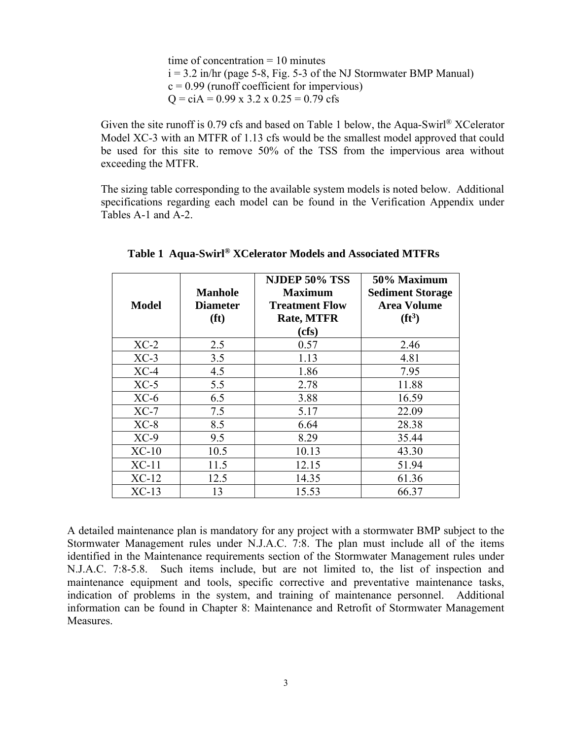time of concentration = 10 minutes
i = 3.2 in/hr (page 5-8, Fig. 5-3 of the NJ Stormwater BMP Manual)
c = 0.99 (runoff coefficient for impervious)
$Q = ciA = 0.99 \times 3.2 \times 0.25 = 0.79$ cfs

Given the site runoff is 0.79 cfs and based on Table 1 below, the Aqua-Swirl® XCelerator Model XC-3 with an MTFR of 1.13 cfs would be the smallest model approved that could be used for this site to remove 50% of the TSS from the impervious area without exceeding the MTFR.

The sizing table corresponding to the available system models is noted below. Additional specifications regarding each model can be found in the Verification Appendix under Tables A-1 and A-2.

**Table 1 Aqua-Swirl® XCelerator Models and Associated MTFRs**

| Model | Manhole Diameter (ft) | NJDEP 50% TSS Maximum Treatment Flow Rate, MTFR (cfs) | 50% Maximum Sediment Storage Area Volume ($ft^3$) |
|---|---|---|---|
| XC-2 | 2.5 | 0.57 | 2.46 |
| XC-3 | 3.5 | 1.13 | 4.81 |
| XC-4 | 4.5 | 1.86 | 7.95 |
| XC-5 | 5.5 | 2.78 | 11.88 |
| XC-6 | 6.5 | 3.88 | 16.59 |
| XC-7 | 7.5 | 5.17 | 22.09 |
| XC-8 | 8.5 | 6.64 | 28.38 |
| XC-9 | 9.5 | 8.29 | 35.44 |
| XC-10 | 10.5 | 10.13 | 43.30 |
| XC-11 | 11.5 | 12.15 | 51.94 |
| XC-12 | 12.5 | 14.35 | 61.36 |
| XC-13 | 13 | 15.53 | 66.37 |

A detailed maintenance plan is mandatory for any project with a stormwater BMP subject to the Stormwater Management rules under N.J.A.C. 7:8. The plan must include all of the items identified in the Maintenance requirements section of the Stormwater Management rules under N.J.A.C. 7:8-5.8. Such items include, but are not limited to, the list of inspection and maintenance equipment and tools, specific corrective and preventative maintenance tasks, indication of problems in the system, and training of maintenance personnel. Additional information can be found in Chapter 8: Maintenance and Retrofit of Stormwater Management Measures.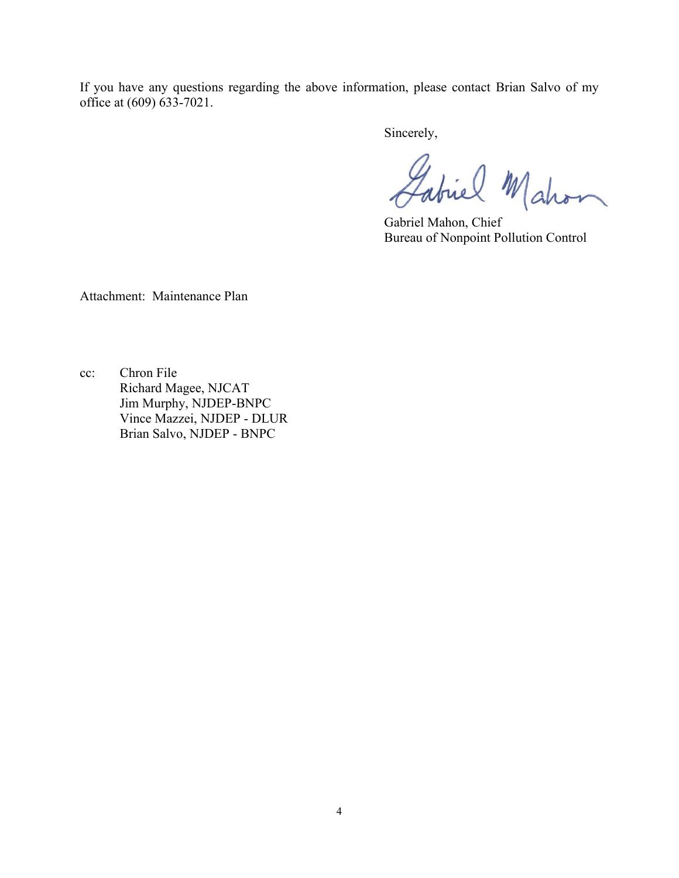If you have any questions regarding the above information, please contact Brian Salvo of my office at (609) 633-7021.

Sincerely,

Gabriel Mahon, Chief
Bureau of Nonpoint Pollution Control

Attachment: Maintenance Plan

cc: Chron File
Richard Magee, NJCAT
Jim Murphy, NJDEP-BNPC
Vince Mazzei, NJDEP - DLUR
Brian Salvo, NJDEP - BNPC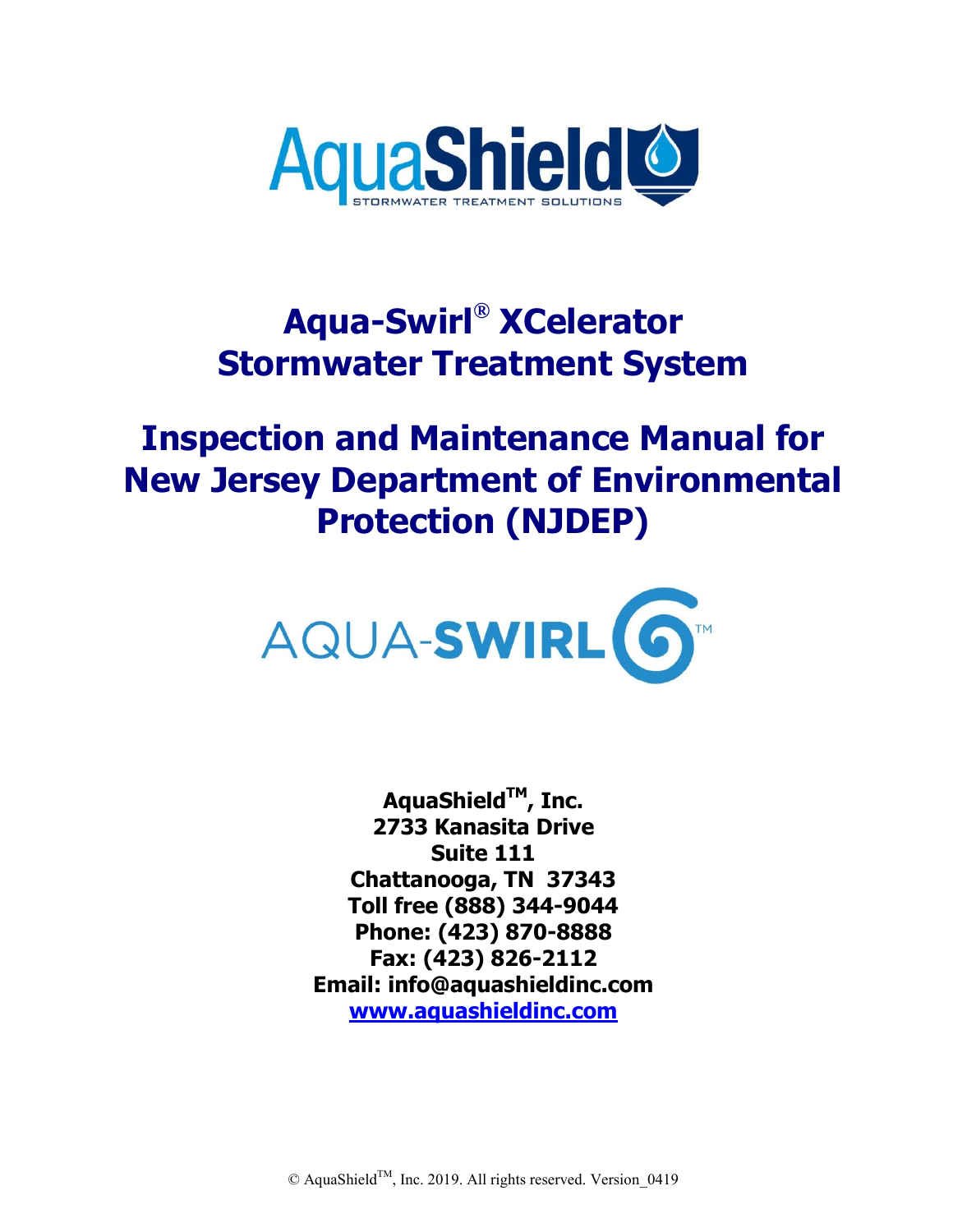# Aqua-Swirl® XCelerator Stormwater Treatment System

# Inspection and Maintenance Manual for New Jersey Department of Environmental Protection (NJDEP)

**AquaShield™, Inc.**
**2733 Kanasita Drive**
**Suite 111**
**Chattanooga, TN 37343**
**Toll free (888) 344-9044**
**Phone: (423) 870-8888**
**Fax: (423) 826-2112**
**Email: info@aquashieldinc.com**
**www.aquashieldinc.com**

© AquaShield™, Inc. 2019. All rights reserved. Version_0419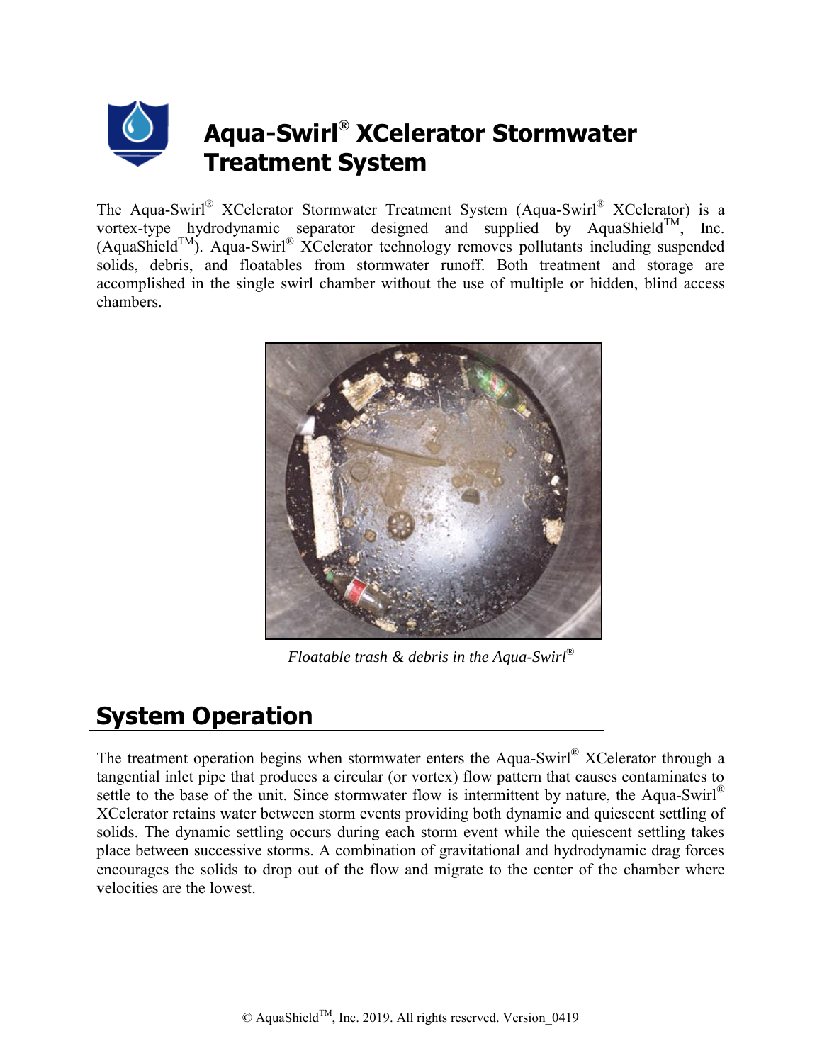# Aqua-Swirl® XCelerator Stormwater Treatment System

The Aqua-Swirl® XCelerator Stormwater Treatment System (Aqua-Swirl® XCelerator) is a vortex-type hydrodynamic separator designed and supplied by AquaShield™, Inc. (AquaShield™). Aqua-Swirl® XCelerator technology removes pollutants including suspended solids, debris, and floatables from stormwater runoff. Both treatment and storage are accomplished in the single swirl chamber without the use of multiple or hidden, blind access chambers.

*Floatable trash & debris in the Aqua-Swirl®*

## System Operation

The treatment operation begins when stormwater enters the Aqua-Swirl® XCelerator through a tangential inlet pipe that produces a circular (or vortex) flow pattern that causes contaminates to settle to the base of the unit. Since stormwater flow is intermittent by nature, the Aqua-Swirl® XCelerator retains water between storm events providing both dynamic and quiescent settling of solids. The dynamic settling occurs during each storm event while the quiescent settling takes place between successive storms. A combination of gravitational and hydrodynamic drag forces encourages the solids to drop out of the flow and migrate to the center of the chamber where velocities are the lowest.

© AquaShield™, Inc. 2019. All rights reserved. Version_0419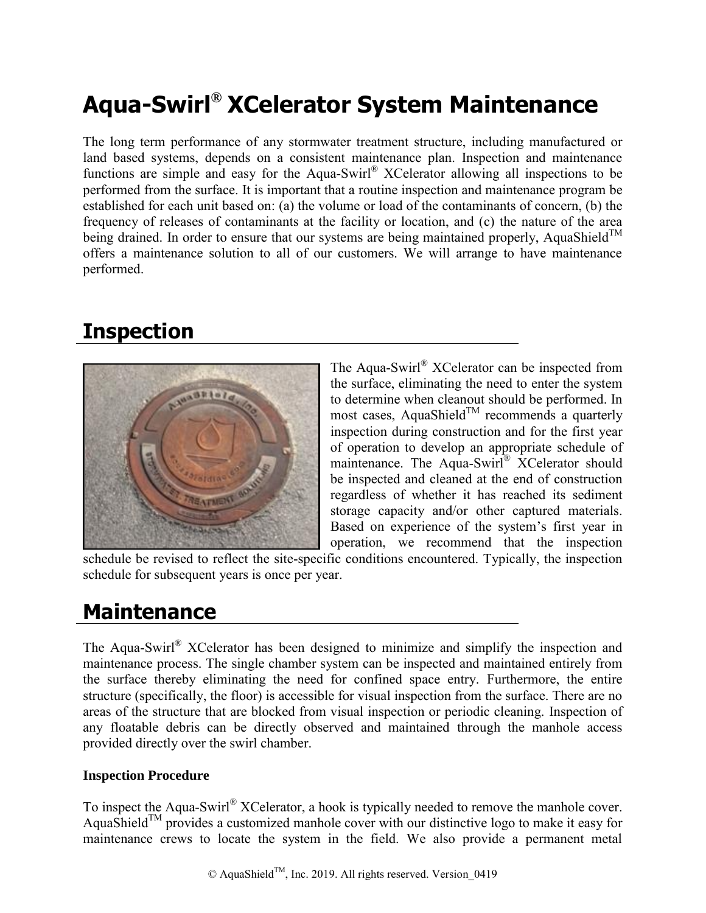# Aqua-Swirl® XCelerator System Maintenance

The long term performance of any stormwater treatment structure, including manufactured or land based systems, depends on a consistent maintenance plan. Inspection and maintenance functions are simple and easy for the Aqua-Swirl® XCelerator allowing all inspections to be performed from the surface. It is important that a routine inspection and maintenance program be established for each unit based on: (a) the volume or load of the contaminants of concern, (b) the frequency of releases of contaminants at the facility or location, and (c) the nature of the area being drained. In order to ensure that our systems are being maintained properly, AquaShield™ offers a maintenance solution to all of our customers. We will arrange to have maintenance performed.

## Inspection

The Aqua-Swirl® XCelerator can be inspected from the surface, eliminating the need to enter the system to determine when cleanout should be performed. In most cases, AquaShield™ recommends a quarterly inspection during construction and for the first year of operation to develop an appropriate schedule of maintenance. The Aqua-Swirl® XCelerator should be inspected and cleaned at the end of construction regardless of whether it has reached its sediment storage capacity and/or other captured materials. Based on experience of the system's first year in operation, we recommend that the inspection schedule be revised to reflect the site-specific conditions encountered. Typically, the inspection schedule for subsequent years is once per year.

## Maintenance

The Aqua-Swirl® XCelerator has been designed to minimize and simplify the inspection and maintenance process. The single chamber system can be inspected and maintained entirely from the surface thereby eliminating the need for confined space entry. Furthermore, the entire structure (specifically, the floor) is accessible for visual inspection from the surface. There are no areas of the structure that are blocked from visual inspection or periodic cleaning. Inspection of any floatable debris can be directly observed and maintained through the manhole access provided directly over the swirl chamber.

**Inspection Procedure**

To inspect the Aqua-Swirl® XCelerator, a hook is typically needed to remove the manhole cover. AquaShield™ provides a customized manhole cover with our distinctive logo to make it easy for maintenance crews to locate the system in the field. We also provide a permanent metal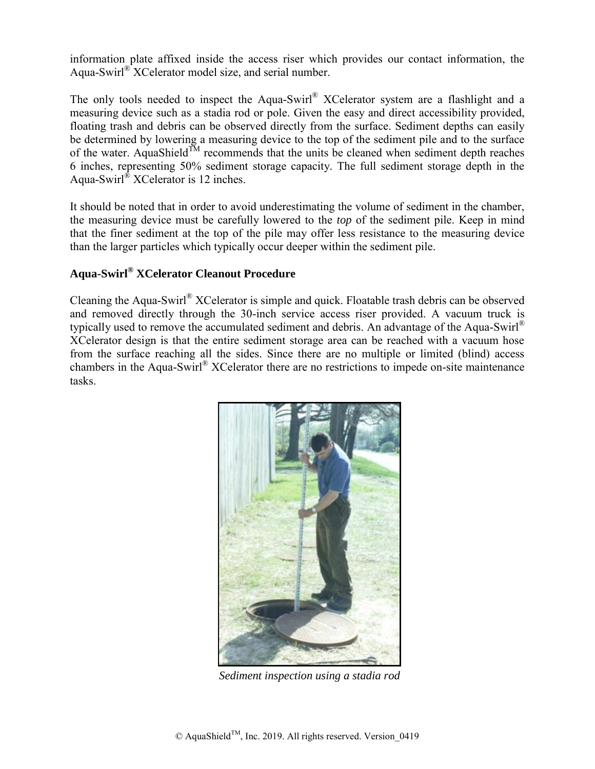information plate affixed inside the access riser which provides our contact information, the Aqua-Swirl® XCelerator model size, and serial number.

The only tools needed to inspect the Aqua-Swirl® XCelerator system are a flashlight and a measuring device such as a stadia rod or pole. Given the easy and direct accessibility provided, floating trash and debris can be observed directly from the surface. Sediment depths can easily be determined by lowering a measuring device to the top of the sediment pile and to the surface of the water. AquaShield™ recommends that the units be cleaned when sediment depth reaches 6 inches, representing 50% sediment storage capacity. The full sediment storage depth in the Aqua-Swirl® XCelerator is 12 inches.

It should be noted that in order to avoid underestimating the volume of sediment in the chamber, the measuring device must be carefully lowered to the *top* of the sediment pile. Keep in mind that the finer sediment at the top of the pile may offer less resistance to the measuring device than the larger particles which typically occur deeper within the sediment pile.

**Aqua-Swirl® XCelerator Cleanout Procedure**

Cleaning the Aqua-Swirl® XCelerator is simple and quick. Floatable trash debris can be observed and removed directly through the 30-inch service access riser provided. A vacuum truck is typically used to remove the accumulated sediment and debris. An advantage of the Aqua-Swirl® XCelerator design is that the entire sediment storage area can be reached with a vacuum hose from the surface reaching all the sides. Since there are no multiple or limited (blind) access chambers in the Aqua-Swirl® XCelerator there are no restrictions to impede on-site maintenance tasks.

*Sediment inspection using a stadia rod*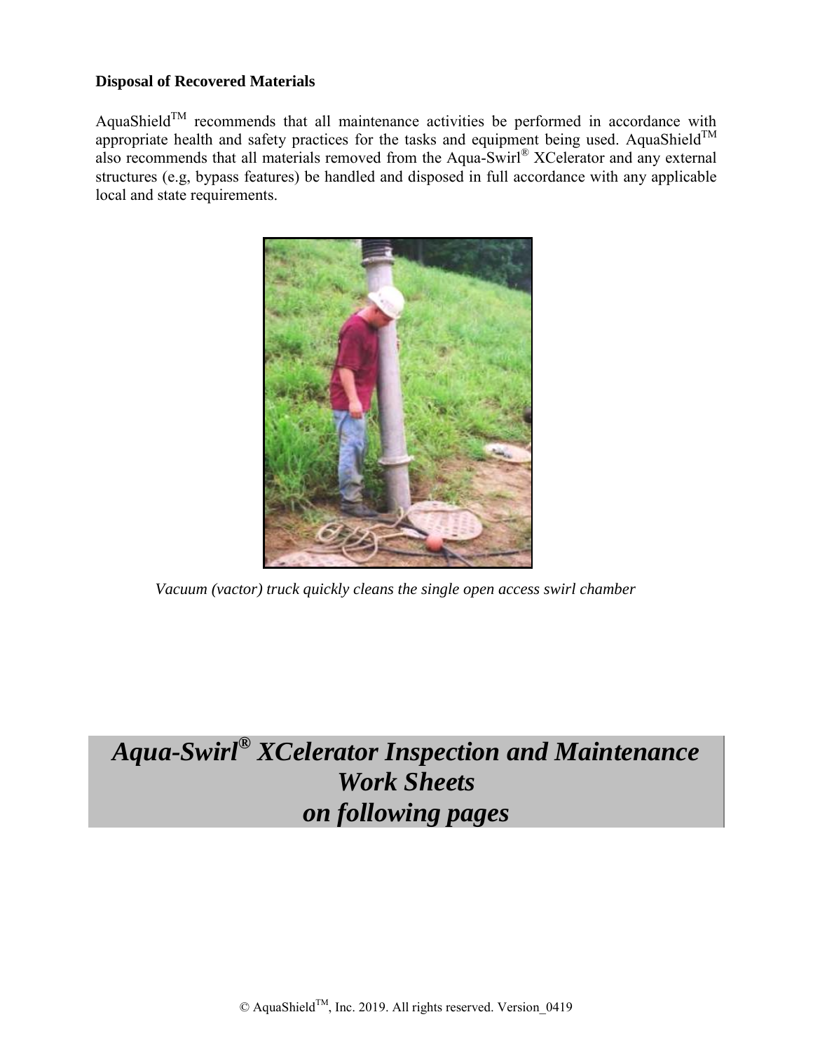**Disposal of Recovered Materials**

AquaShield™ recommends that all maintenance activities be performed in accordance with appropriate health and safety practices for the tasks and equipment being used. AquaShield™ also recommends that all materials removed from the Aqua-Swirl® XCelerator and any external structures (e.g, bypass features) be handled and disposed in full accordance with any applicable local and state requirements.

*Vacuum (vactor) truck quickly cleans the single open access swirl chamber*

# *Aqua-Swirl® XCelerator Inspection and Maintenance Work Sheets on following pages*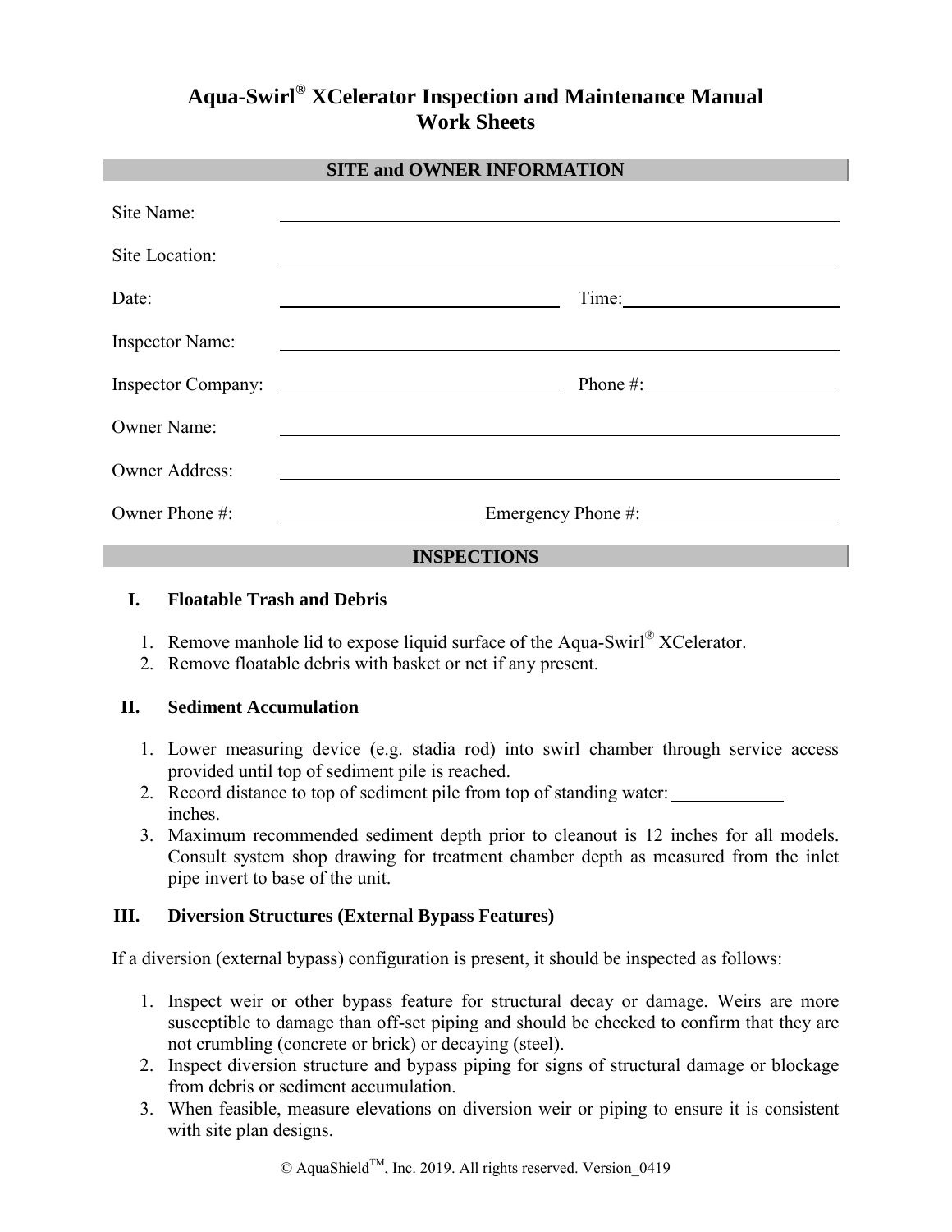# Aqua-Swirl® XCelerator Inspection and Maintenance Manual Work Sheets

## SITE and OWNER INFORMATION

Site Name: ______________________________

Site Location: ______________________________

Date: ______________________________ Time: ______________________________

Inspector Name: ______________________________

Inspector Company: ______________________________ Phone #: ______________________________

Owner Name: ______________________________

Owner Address: ______________________________

Owner Phone #: ______________________________ Emergency Phone #: ______________________________

## INSPECTIONS

### I. Floatable Trash and Debris

1. Remove manhole lid to expose liquid surface of the Aqua-Swirl® XCelerator.
2. Remove floatable debris with basket or net if any present.

### II. Sediment Accumulation

1. Lower measuring device (e.g. stadia rod) into swirl chamber through service access provided until top of sediment pile is reached.
2. Record distance to top of sediment pile from top of standing water: ____________ inches.
3. Maximum recommended sediment depth prior to cleanout is 12 inches for all models. Consult system shop drawing for treatment chamber depth as measured from the inlet pipe invert to base of the unit.

### III. Diversion Structures (External Bypass Features)

If a diversion (external bypass) configuration is present, it should be inspected as follows:

1. Inspect weir or other bypass feature for structural decay or damage. Weirs are more susceptible to damage than off-set piping and should be checked to confirm that they are not crumbling (concrete or brick) or decaying (steel).
2. Inspect diversion structure and bypass piping for signs of structural damage or blockage from debris or sediment accumulation.
3. When feasible, measure elevations on diversion weir or piping to ensure it is consistent with site plan designs.

© AquaShield™, Inc. 2019. All rights reserved. Version_0419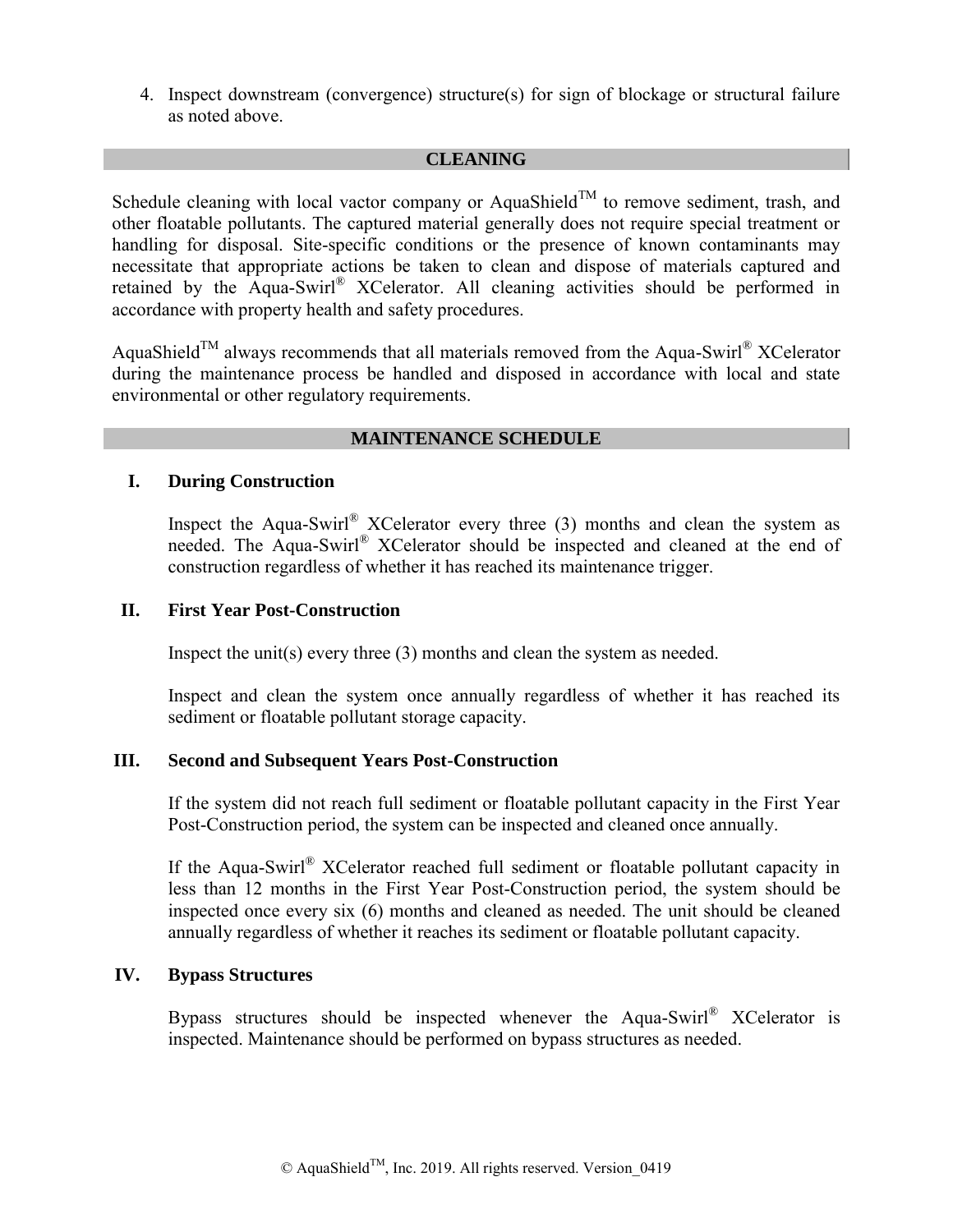4. Inspect downstream (convergence) structure(s) for sign of blockage or structural failure as noted above.

## CLEANING

Schedule cleaning with local vactor company or AquaShield™ to remove sediment, trash, and other floatable pollutants. The captured material generally does not require special treatment or handling for disposal. Site-specific conditions or the presence of known contaminants may necessitate that appropriate actions be taken to clean and dispose of materials captured and retained by the Aqua-Swirl® XCelerator. All cleaning activities should be performed in accordance with property health and safety procedures.

AquaShield™ always recommends that all materials removed from the Aqua-Swirl® XCelerator during the maintenance process be handled and disposed in accordance with local and state environmental or other regulatory requirements.

## MAINTENANCE SCHEDULE

### I. During Construction

Inspect the Aqua-Swirl® XCelerator every three (3) months and clean the system as needed. The Aqua-Swirl® XCelerator should be inspected and cleaned at the end of construction regardless of whether it has reached its maintenance trigger.

### II. First Year Post-Construction

Inspect the unit(s) every three (3) months and clean the system as needed.

Inspect and clean the system once annually regardless of whether it has reached its sediment or floatable pollutant storage capacity.

### III. Second and Subsequent Years Post-Construction

If the system did not reach full sediment or floatable pollutant capacity in the First Year Post-Construction period, the system can be inspected and cleaned once annually.

If the Aqua-Swirl® XCelerator reached full sediment or floatable pollutant capacity in less than 12 months in the First Year Post-Construction period, the system should be inspected once every six (6) months and cleaned as needed. The unit should be cleaned annually regardless of whether it reaches its sediment or floatable pollutant capacity.

### IV. Bypass Structures

Bypass structures should be inspected whenever the Aqua-Swirl® XCelerator is inspected. Maintenance should be performed on bypass structures as needed.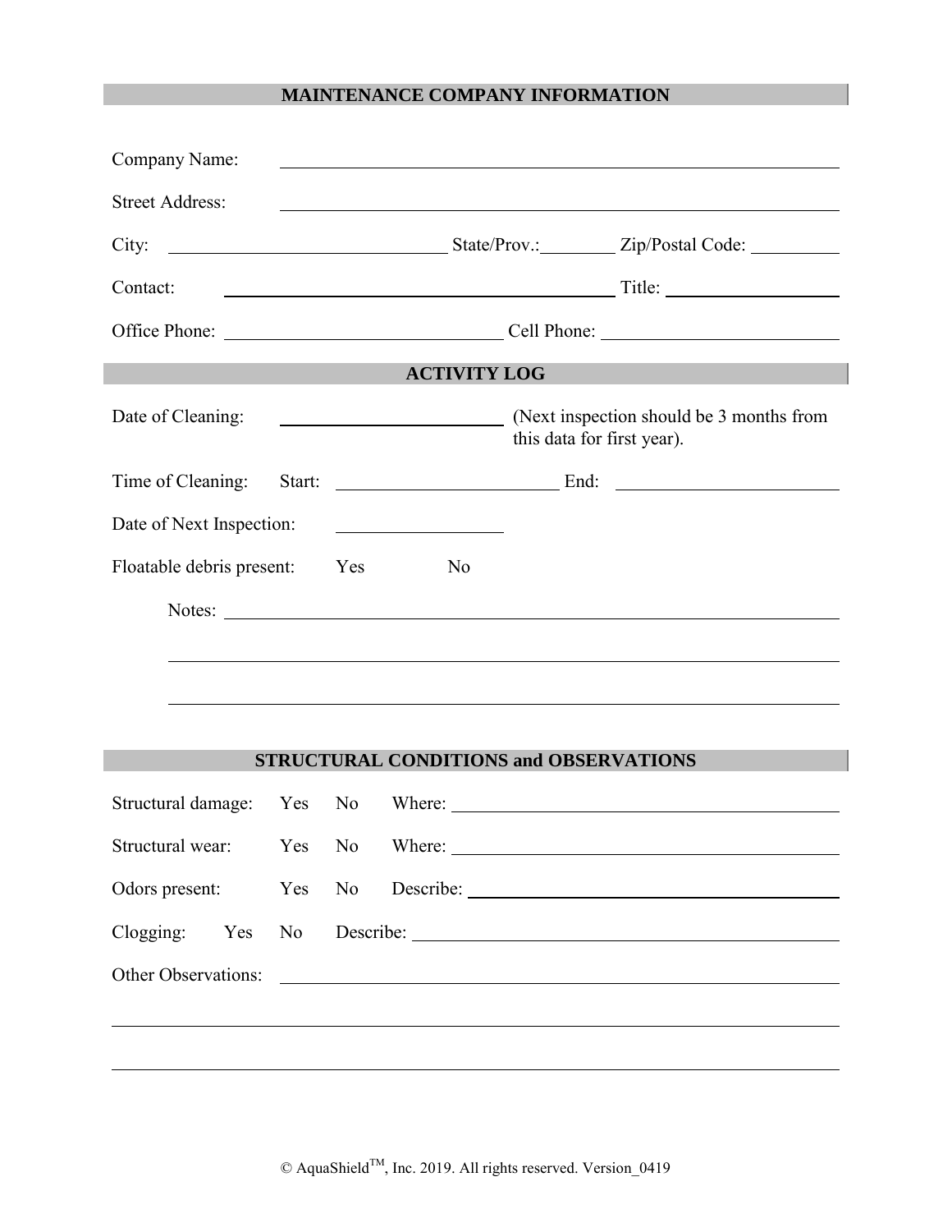## MAINTENANCE COMPANY INFORMATION

Company Name: ______________________________

Street Address: ______________________________

City: ____________________ State/Prov.: ________ Zip/Postal Code: __________

Contact: ______________________________ Title: ____________________

Office Phone: ____________________ Cell Phone: ____________________

## ACTIVITY LOG

Date of Cleaning: ____________________ (Next inspection should be 3 months from this data for first year).

Time of Cleaning: Start: ____________________ End: ____________________

Date of Next Inspection: ____________________

Floatable debris present: Yes No

Notes: ______________________________

______________________________

______________________________

## STRUCTURAL CONDITIONS and OBSERVATIONS

Structural damage: Yes No Where: ______________________________

Structural wear: Yes No Where: ______________________________

Odors present: Yes No Describe: ______________________________

Clogging: Yes No Describe: ______________________________

Other Observations: ______________________________

______________________________

______________________________

© AquaShield™, Inc. 2019. All rights reserved. Version_0419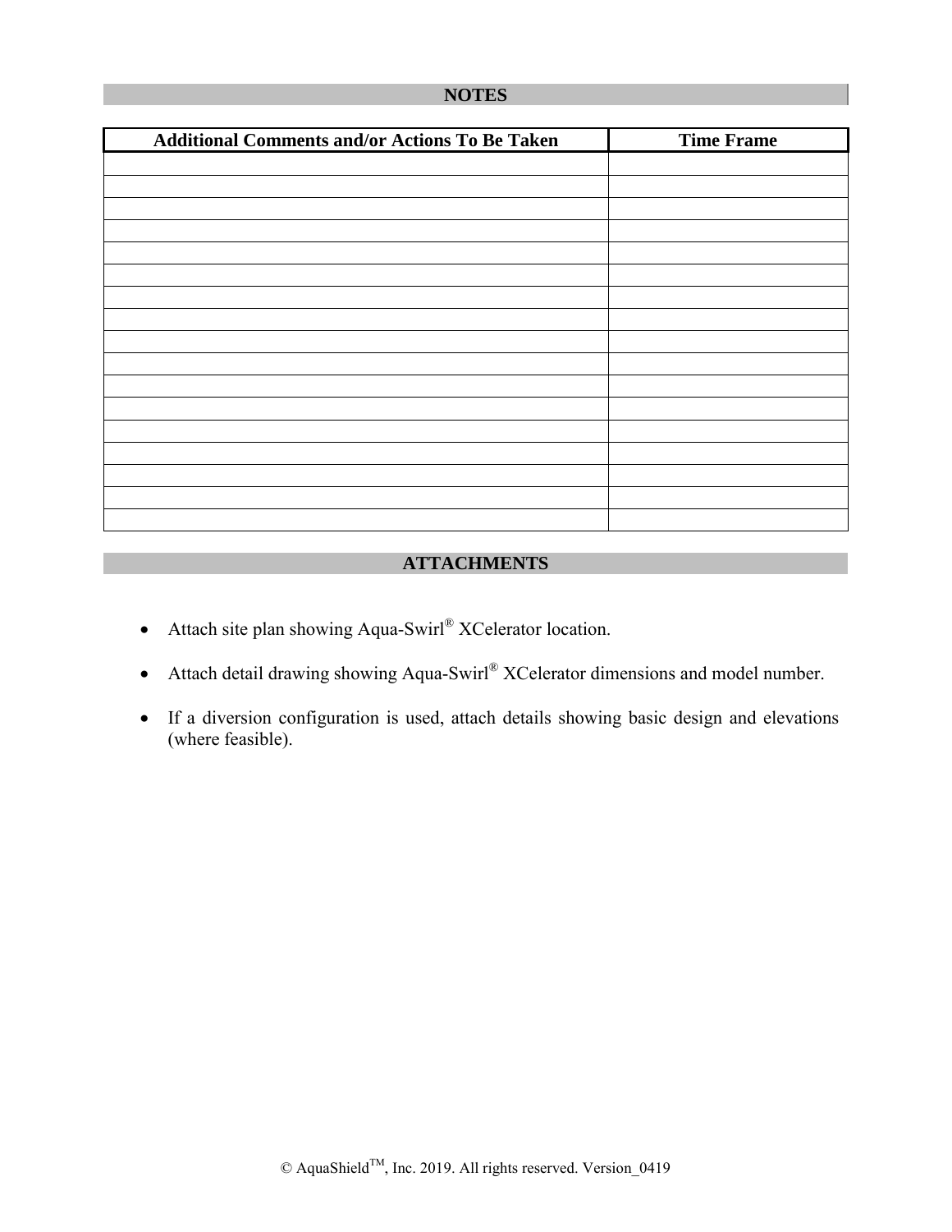## NOTES

| Additional Comments and/or Actions To Be Taken | Time Frame |
|---|---|
| | |
| | |
| | |
| | |
| | |
| | |
| | |
| | |
| | |
| | |
| | |
| | |
| | |
| | |
| | |
| | |
| | |

## ATTACHMENTS

- Attach site plan showing Aqua-Swirl® XCelerator location.
- Attach detail drawing showing Aqua-Swirl® XCelerator dimensions and model number.
- If a diversion configuration is used, attach details showing basic design and elevations (where feasible).

© AquaShield™, Inc. 2019. All rights reserved. Version_0419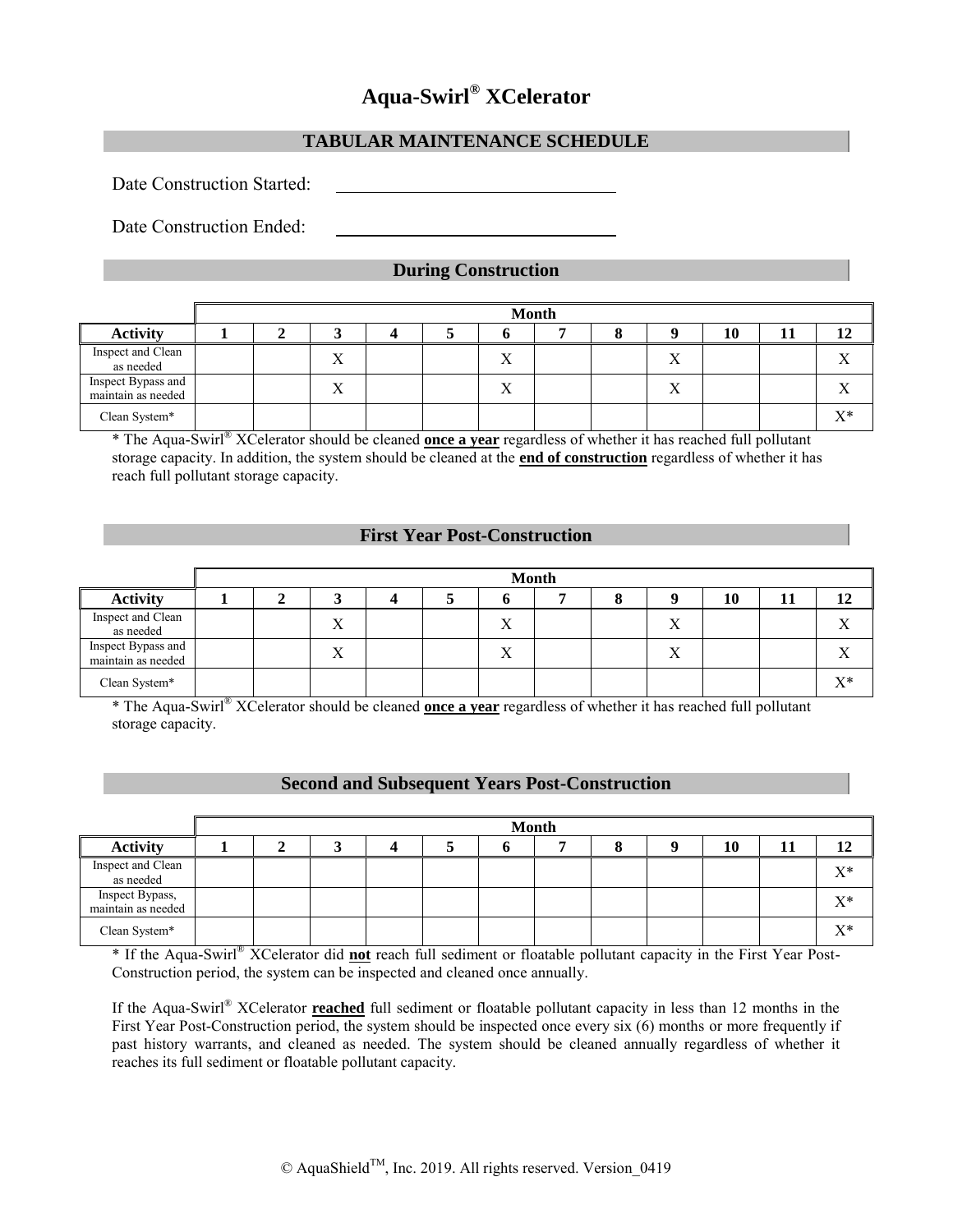# Aqua-Swirl® XCelerator

## TABULAR MAINTENANCE SCHEDULE

Date Construction Started: ______________________________

Date Construction Ended: ______________________________

### During Construction

| | Month | | | | | | | | | | | |
|---|---|---|---|---|---|---|---|---|---|---|---|---|
| **Activity** | **1** | **2** | **3** | **4** | **5** | **6** | **7** | **8** | **9** | **10** | **11** | **12** |
| Inspect and Clean as needed | | | X | | | X | | | X | | | X |
| Inspect Bypass and maintain as needed | | | X | | | X | | | X | | | X |
| Clean System* | | | | | | | | | | | | X* |

* The Aqua-Swirl® XCelerator should be cleaned **once a year** regardless of whether it has reached full pollutant storage capacity. In addition, the system should be cleaned at the **end of construction** regardless of whether it has reach full pollutant storage capacity.

### First Year Post-Construction

| | Month | | | | | | | | | | | |
|---|---|---|---|---|---|---|---|---|---|---|---|---|
| **Activity** | **1** | **2** | **3** | **4** | **5** | **6** | **7** | **8** | **9** | **10** | **11** | **12** |
| Inspect and Clean as needed | | | X | | | X | | | X | | | X |
| Inspect Bypass and maintain as needed | | | X | | | X | | | X | | | X |
| Clean System* | | | | | | | | | | | | X* |

* The Aqua-Swirl® XCelerator should be cleaned **once a year** regardless of whether it has reached full pollutant storage capacity.

### Second and Subsequent Years Post-Construction

| | Month | | | | | | | | | | | |
|---|---|---|---|---|---|---|---|---|---|---|---|---|
| **Activity** | **1** | **2** | **3** | **4** | **5** | **6** | **7** | **8** | **9** | **10** | **11** | **12** |
| Inspect and Clean as needed | | | | | | | | | | | | X* |
| Inspect Bypass, maintain as needed | | | | | | | | | | | | X* |
| Clean System* | | | | | | | | | | | | X* |

* If the Aqua-Swirl® XCelerator did **not** reach full sediment or floatable pollutant capacity in the First Year Post-Construction period, the system can be inspected and cleaned once annually.

If the Aqua-Swirl® XCelerator **reached** full sediment or floatable pollutant capacity in less than 12 months in the First Year Post-Construction period, the system should be inspected once every six (6) months or more frequently if past history warrants, and cleaned as needed. The system should be cleaned annually regardless of whether it reaches its full sediment or floatable pollutant capacity.

© AquaShield™, Inc. 2019. All rights reserved. Version_0419